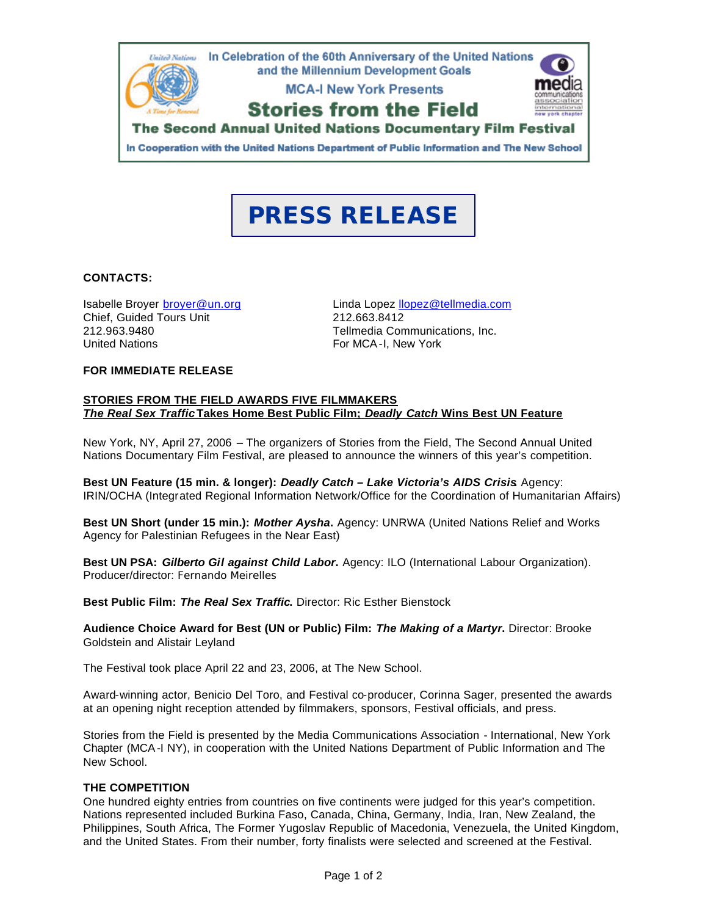In Celebration of the 60th Anniversary of the United Nations and the Millennium Development Goals

MCA-I New York Presents

# Stories from the Field

## The Second Annual United Nations Documentary Film Festival

In Cooperation with the United Nations Department of Public Information and The New School

# PRESS RELEASE

**CONTACTS:**

Isabelle Broyer broyer@un.org
Chief, Guided Tours Unit
212.963.9480
United Nations

Linda Lopez llopez@tellmedia.com
212.663.8412
Tellmedia Communications, Inc.
For MCA-I, New York

**FOR IMMEDIATE RELEASE**

**STORIES FROM THE FIELD AWARDS FIVE FILMMAKERS**
***The Real Sex Traffic* Takes Home Best Public Film; *Deadly Catch* Wins Best UN Feature**

New York, NY, April 27, 2006 – The organizers of Stories from the Field, The Second Annual United Nations Documentary Film Festival, are pleased to announce the winners of this year's competition.

**Best UN Feature (15 min. & longer):** ***Deadly Catch – Lake Victoria's AIDS Crisis***. Agency: IRIN/OCHA (Integrated Regional Information Network/Office for the Coordination of Humanitarian Affairs)

**Best UN Short (under 15 min.):** ***Mother Aysha***. Agency: UNRWA (United Nations Relief and Works Agency for Palestinian Refugees in the Near East)

**Best UN PSA:** ***Gilberto Gil against Child Labor***. Agency: ILO (International Labour Organization). Producer/director: Fernando Meirelles

**Best Public Film:** ***The Real Sex Traffic***. Director: Ric Esther Bienstock

**Audience Choice Award for Best (UN or Public) Film:** ***The Making of a Martyr***. Director: Brooke Goldstein and Alistair Leyland

The Festival took place April 22 and 23, 2006, at The New School.

Award-winning actor, Benicio Del Toro, and Festival co-producer, Corinna Sager, presented the awards at an opening night reception attended by filmmakers, sponsors, Festival officials, and press.

Stories from the Field is presented by the Media Communications Association - International, New York Chapter (MCA-I NY), in cooperation with the United Nations Department of Public Information and The New School.

**THE COMPETITION**

One hundred eighty entries from countries on five continents were judged for this year's competition. Nations represented included Burkina Faso, Canada, China, Germany, India, Iran, New Zealand, the Philippines, South Africa, The Former Yugoslav Republic of Macedonia, Venezuela, the United Kingdom, and the United States. From their number, forty finalists were selected and screened at the Festival.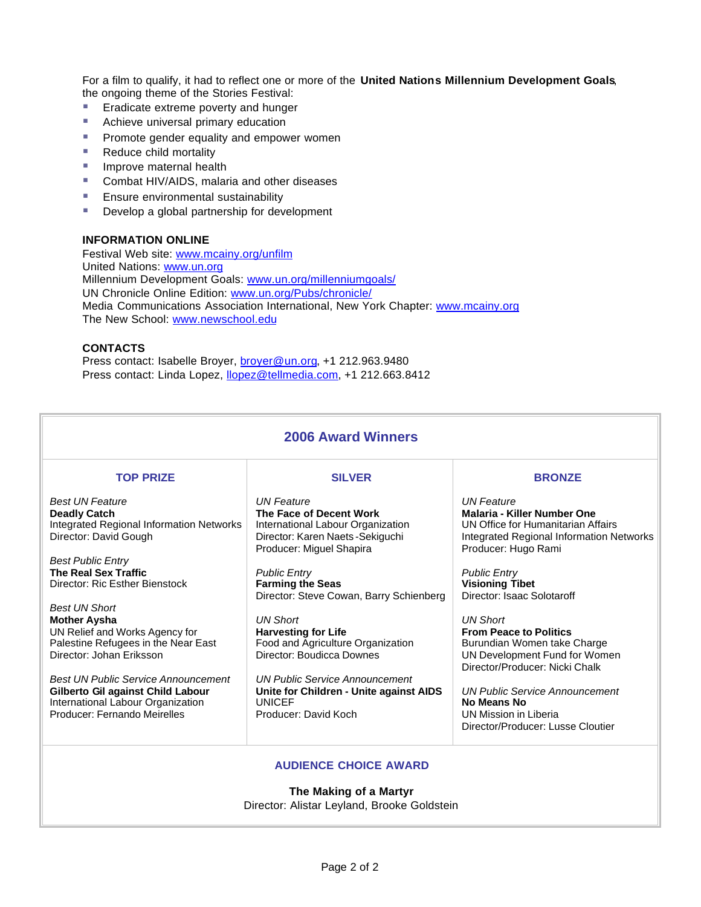For a film to qualify, it had to reflect one or more of the **United Nations Millennium Development Goals**, the ongoing theme of the Stories Festival:

- Eradicate extreme poverty and hunger
- Achieve universal primary education
- Promote gender equality and empower women
- Reduce child mortality
- Improve maternal health
- Combat HIV/AIDS, malaria and other diseases
- Ensure environmental sustainability
- Develop a global partnership for development

**INFORMATION ONLINE**

Festival Web site: www.mcainy.org/unfilm
United Nations: www.un.org
Millennium Development Goals: www.un.org/millenniumgoals/
UN Chronicle Online Edition: www.un.org/Pubs/chronicle/
Media Communications Association International, New York Chapter: www.mcainy.org
The New School: www.newschool.edu

**CONTACTS**

Press contact: Isabelle Broyer, broyer@un.org, +1 212.963.9480
Press contact: Linda Lopez, llopez@tellmedia.com, +1 212.663.8412

## 2006 Award Winners

| TOP PRIZE | SILVER | BRONZE |
|---|---|---|
| *Best UN Feature*<br>**Deadly Catch**<br>Integrated Regional Information Networks<br>Director: David Gough | *UN Feature*<br>**The Face of Decent Work**<br>International Labour Organization<br>Director: Karen Naets-Sekiguchi<br>Producer: Miguel Shapira | *UN Feature*<br>**Malaria - Killer Number One**<br>UN Office for Humanitarian Affairs<br>Integrated Regional Information Networks<br>Producer: Hugo Rami |
| *Best Public Entry*<br>**The Real Sex Traffic**<br>Director: Ric Esther Bienstock | *Public Entry*<br>**Farming the Seas**<br>Director: Steve Cowan, Barry Schienberg | *Public Entry*<br>**Visioning Tibet**<br>Director: Isaac Solotaroff |
| *Best UN Short*<br>**Mother Aysha**<br>UN Relief and Works Agency for Palestine Refugees in the Near East<br>Director: Johan Eriksson | *UN Short*<br>**Harvesting for Life**<br>Food and Agriculture Organization<br>Director: Boudicca Downes | *UN Short*<br>**From Peace to Politics**<br>Burundian Women take Charge<br>UN Development Fund for Women<br>Director/Producer: Nicki Chalk |
| *Best UN Public Service Announcement*<br>**Gilberto Gil against Child Labour**<br>International Labour Organization<br>Producer: Fernando Meirelles | *UN Public Service Announcement*<br>**Unite for Children - Unite against AIDS**<br>UNICEF<br>Producer: David Koch | *UN Public Service Announcement*<br>**No Means No**<br>UN Mission in Liberia<br>Director/Producer: Lusse Cloutier |

**AUDIENCE CHOICE AWARD**

**The Making of a Martyr**
Director: Alistar Leyland, Brooke Goldstein